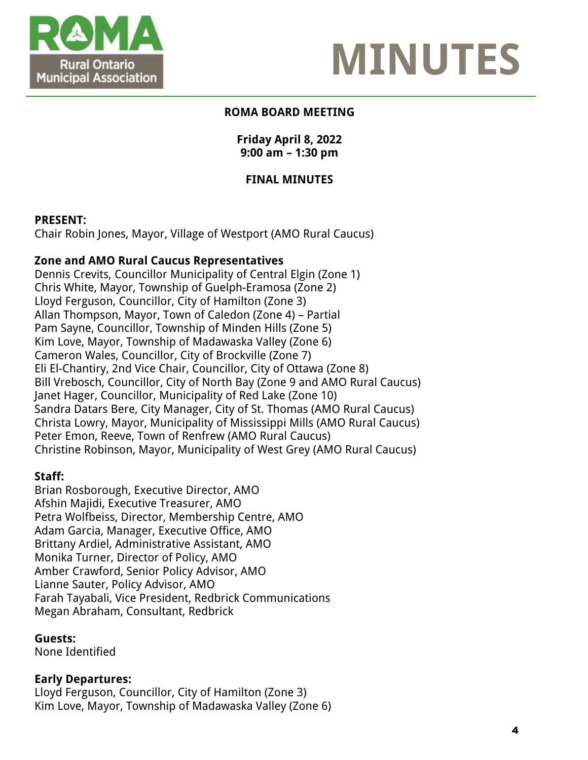# MINUTES

**ROMA BOARD MEETING**

**Friday April 8, 2022**
**9:00 am – 1:30 pm**

**FINAL MINUTES**

**PRESENT:**
Chair Robin Jones, Mayor, Village of Westport (AMO Rural Caucus)

**Zone and AMO Rural Caucus Representatives**
Dennis Crevits, Councillor Municipality of Central Elgin (Zone 1)
Chris White, Mayor, Township of Guelph-Eramosa (Zone 2)
Lloyd Ferguson, Councillor, City of Hamilton (Zone 3)
Allan Thompson, Mayor, Town of Caledon (Zone 4) – Partial
Pam Sayne, Councillor, Township of Minden Hills (Zone 5)
Kim Love, Mayor, Township of Madawaska Valley (Zone 6)
Cameron Wales, Councillor, City of Brockville (Zone 7)
Eli El-Chantiry, 2nd Vice Chair, Councillor, City of Ottawa (Zone 8)
Bill Vrebosch, Councillor, City of North Bay (Zone 9 and AMO Rural Caucus)
Janet Hager, Councillor, Municipality of Red Lake (Zone 10)
Sandra Datars Bere, City Manager, City of St. Thomas (AMO Rural Caucus)
Christa Lowry, Mayor, Municipality of Mississippi Mills (AMO Rural Caucus)
Peter Emon, Reeve, Town of Renfrew (AMO Rural Caucus)
Christine Robinson, Mayor, Municipality of West Grey (AMO Rural Caucus)

**Staff:**
Brian Rosborough, Executive Director, AMO
Afshin Majidi, Executive Treasurer, AMO
Petra Wolfbeiss, Director, Membership Centre, AMO
Adam Garcia, Manager, Executive Office, AMO
Brittany Ardiel, Administrative Assistant, AMO
Monika Turner, Director of Policy, AMO
Amber Crawford, Senior Policy Advisor, AMO
Lianne Sauter, Policy Advisor, AMO
Farah Tayabali, Vice President, Redbrick Communications
Megan Abraham, Consultant, Redbrick

**Guests:**
None Identified

**Early Departures:**
Lloyd Ferguson, Councillor, City of Hamilton (Zone 3)
Kim Love, Mayor, Township of Madawaska Valley (Zone 6)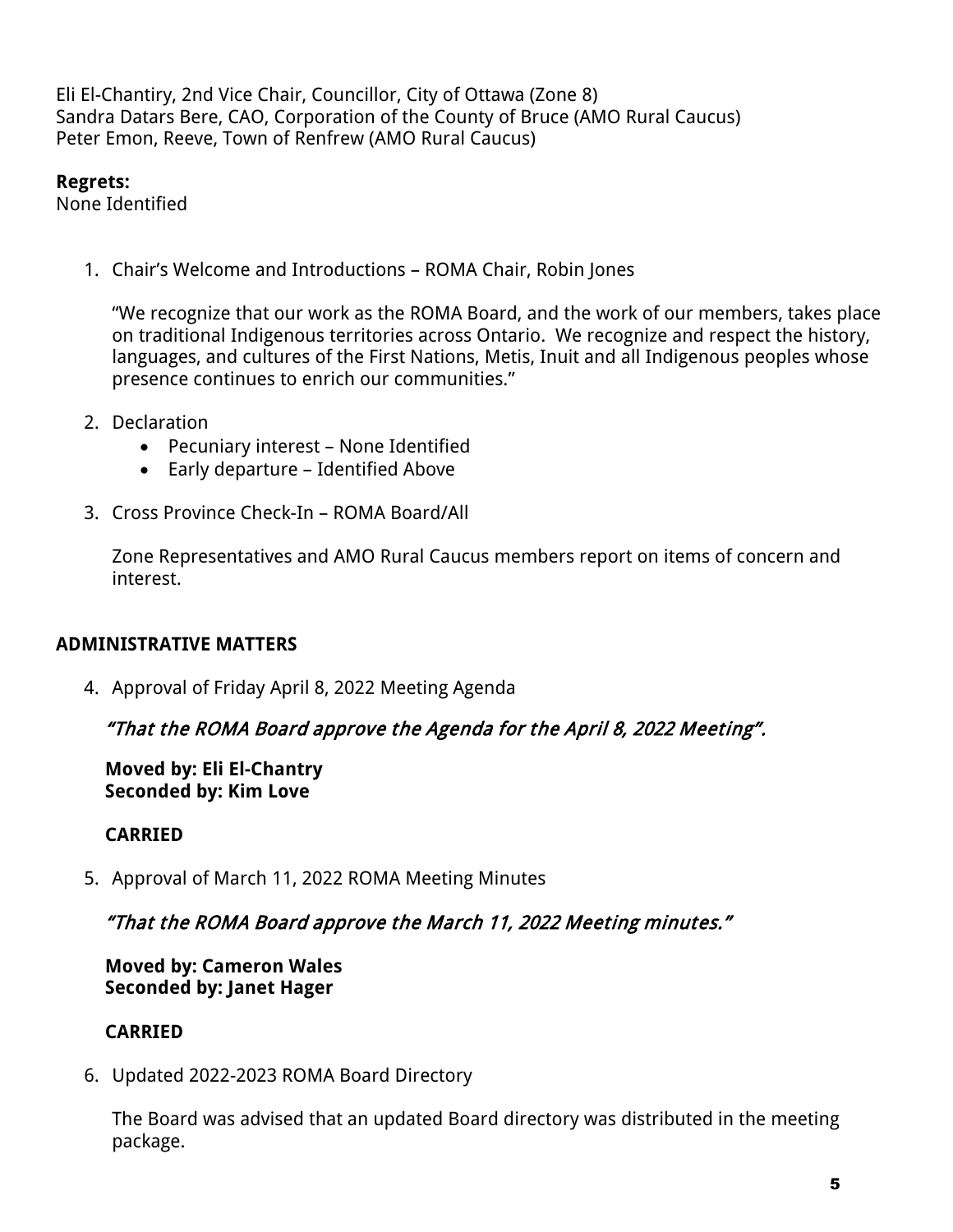Eli El-Chantiry, 2nd Vice Chair, Councillor, City of Ottawa (Zone 8)
Sandra Datars Bere, CAO, Corporation of the County of Bruce (AMO Rural Caucus)
Peter Emon, Reeve, Town of Renfrew (AMO Rural Caucus)

**Regrets:**
None Identified

1. Chair's Welcome and Introductions – ROMA Chair, Robin Jones

   "We recognize that our work as the ROMA Board, and the work of our members, takes place on traditional Indigenous territories across Ontario. We recognize and respect the history, languages, and cultures of the First Nations, Metis, Inuit and all Indigenous peoples whose presence continues to enrich our communities."

2. Declaration
   - Pecuniary interest – None Identified
   - Early departure – Identified Above

3. Cross Province Check-In – ROMA Board/All

   Zone Representatives and AMO Rural Caucus members report on items of concern and interest.

**ADMINISTRATIVE MATTERS**

4. Approval of Friday April 8, 2022 Meeting Agenda

   ***"That the ROMA Board approve the Agenda for the April 8, 2022 Meeting".***

   **Moved by: Eli El-Chantry**
   **Seconded by: Kim Love**

   **CARRIED**

5. Approval of March 11, 2022 ROMA Meeting Minutes

   ***"That the ROMA Board approve the March 11, 2022 Meeting minutes."***

   **Moved by: Cameron Wales**
   **Seconded by: Janet Hager**

   **CARRIED**

6. Updated 2022-2023 ROMA Board Directory

   The Board was advised that an updated Board directory was distributed in the meeting package.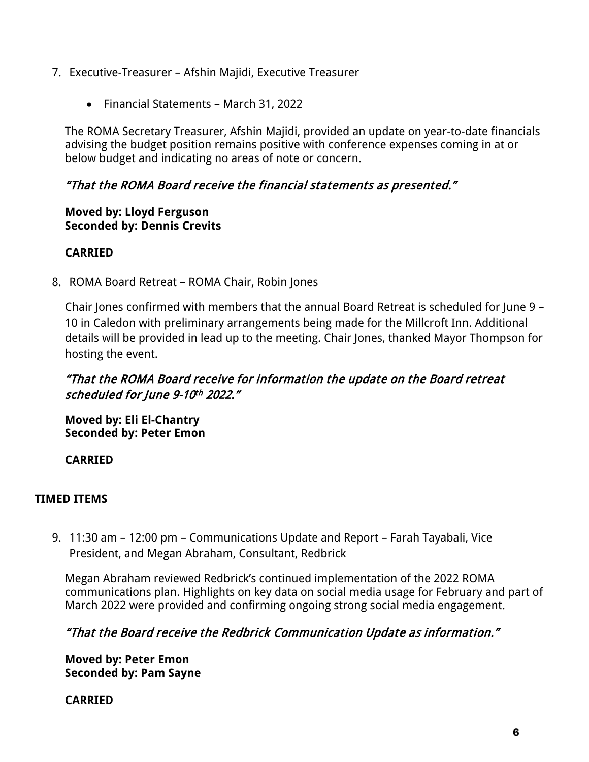7. Executive-Treasurer – Afshin Majidi, Executive Treasurer

    - Financial Statements – March 31, 2022

   The ROMA Secretary Treasurer, Afshin Majidi, provided an update on year-to-date financials advising the budget position remains positive with conference expenses coming in at or below budget and indicating no areas of note or concern.

   *"That the ROMA Board receive the financial statements as presented."*

   **Moved by: Lloyd Ferguson**
   **Seconded by: Dennis Crevits**

   **CARRIED**

8. ROMA Board Retreat – ROMA Chair, Robin Jones

   Chair Jones confirmed with members that the annual Board Retreat is scheduled for June 9 – 10 in Caledon with preliminary arrangements being made for the Millcroft Inn. Additional details will be provided in lead up to the meeting. Chair Jones, thanked Mayor Thompson for hosting the event.

   *"That the ROMA Board receive for information the update on the Board retreat scheduled for June 9-10th 2022."*

   **Moved by: Eli El-Chantry**
   **Seconded by: Peter Emon**

   **CARRIED**

**TIMED ITEMS**

9. 11:30 am – 12:00 pm – Communications Update and Report – Farah Tayabali, Vice President, and Megan Abraham, Consultant, Redbrick

   Megan Abraham reviewed Redbrick's continued implementation of the 2022 ROMA communications plan. Highlights on key data on social media usage for February and part of March 2022 were provided and confirming ongoing strong social media engagement.

   *"That the Board receive the Redbrick Communication Update as information."*

   **Moved by: Peter Emon**
   **Seconded by: Pam Sayne**

   **CARRIED**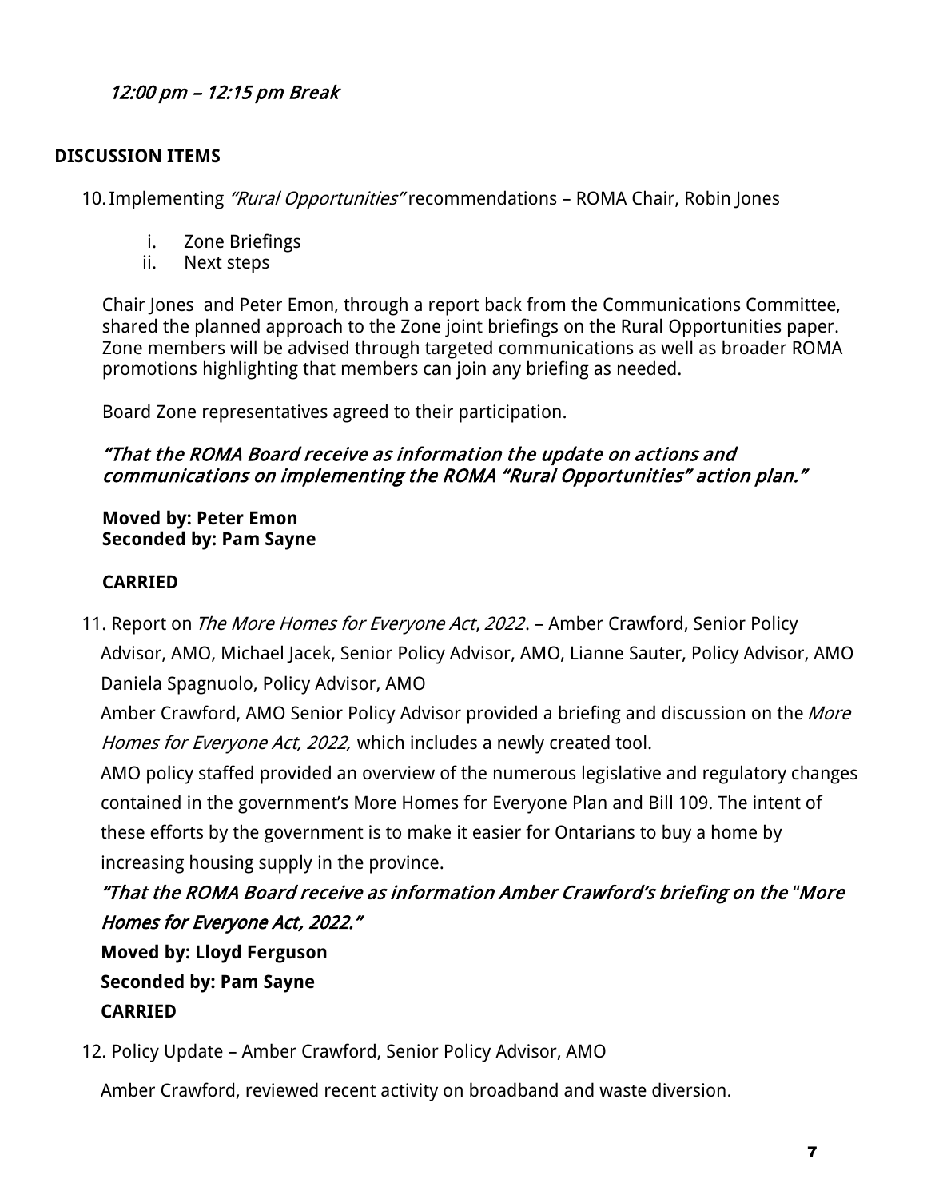*12:00 pm – 12:15 pm Break*

**DISCUSSION ITEMS**

10. Implementing *"Rural Opportunities"* recommendations – ROMA Chair, Robin Jones

    i. Zone Briefings
    ii. Next steps

    Chair Jones and Peter Emon, through a report back from the Communications Committee, shared the planned approach to the Zone joint briefings on the Rural Opportunities paper. Zone members will be advised through targeted communications as well as broader ROMA promotions highlighting that members can join any briefing as needed.

    Board Zone representatives agreed to their participation.

    *"That the ROMA Board receive as information the update on actions and communications on implementing the ROMA "Rural Opportunities" action plan."*

    **Moved by: Peter Emon**
    **Seconded by: Pam Sayne**

    **CARRIED**

11. Report on *The More Homes for Everyone Act*, *2022*. – Amber Crawford, Senior Policy Advisor, AMO, Michael Jacek, Senior Policy Advisor, AMO, Lianne Sauter, Policy Advisor, AMO Daniela Spagnuolo, Policy Advisor, AMO

    Amber Crawford, AMO Senior Policy Advisor provided a briefing and discussion on the *More Homes for Everyone Act, 2022,* which includes a newly created tool.

    AMO policy staffed provided an overview of the numerous legislative and regulatory changes contained in the government's More Homes for Everyone Plan and Bill 109. The intent of these efforts by the government is to make it easier for Ontarians to buy a home by increasing housing supply in the province.

    *"That the ROMA Board receive as information Amber Crawford's briefing on the "More Homes for Everyone Act, 2022."*

    **Moved by: Lloyd Ferguson**
    **Seconded by: Pam Sayne**
    **CARRIED**

12. Policy Update – Amber Crawford, Senior Policy Advisor, AMO

    Amber Crawford, reviewed recent activity on broadband and waste diversion.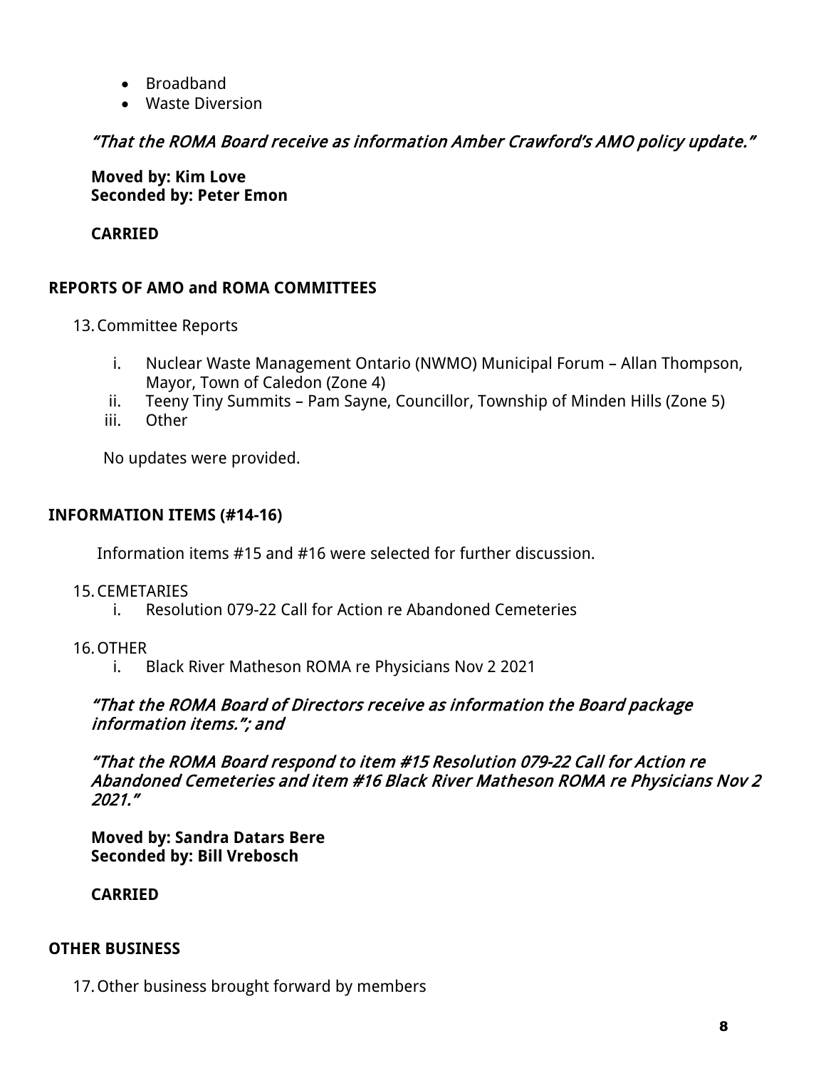- Broadband
- Waste Diversion

*"That the ROMA Board receive as information Amber Crawford's AMO policy update."*

**Moved by: Kim Love**
**Seconded by: Peter Emon**

**CARRIED**

## REPORTS OF AMO and ROMA COMMITTEES

13. Committee Reports

    i. Nuclear Waste Management Ontario (NWMO) Municipal Forum – Allan Thompson, Mayor, Town of Caledon (Zone 4)
    ii. Teeny Tiny Summits – Pam Sayne, Councillor, Township of Minden Hills (Zone 5)
    iii. Other

    No updates were provided.

## INFORMATION ITEMS (#14-16)

Information items #15 and #16 were selected for further discussion.

15. CEMETARIES
    i. Resolution 079-22 Call for Action re Abandoned Cemeteries

16. OTHER
    i. Black River Matheson ROMA re Physicians Nov 2 2021

*"That the ROMA Board of Directors receive as information the Board package information items."; and*

*"That the ROMA Board respond to item #15 Resolution 079-22 Call for Action re Abandoned Cemeteries and item #16 Black River Matheson ROMA re Physicians Nov 2 2021."*

**Moved by: Sandra Datars Bere**
**Seconded by: Bill Vrebosch**

**CARRIED**

## OTHER BUSINESS

17. Other business brought forward by members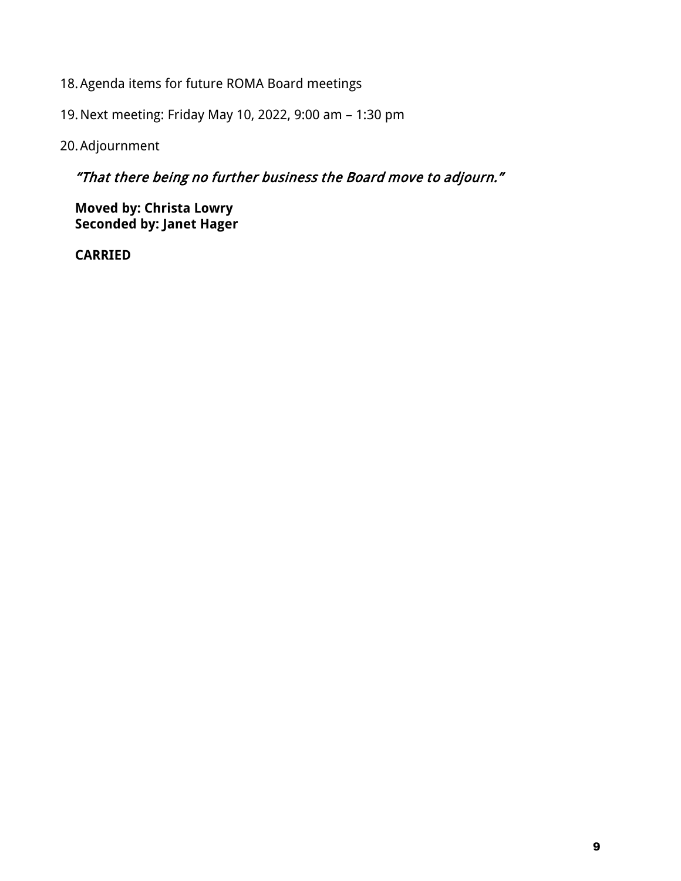18. Agenda items for future ROMA Board meetings

19. Next meeting: Friday May 10, 2022, 9:00 am – 1:30 pm

20. Adjournment

    *"That there being no further business the Board move to adjourn."*

    **Moved by: Christa Lowry**
    **Seconded by: Janet Hager**

    **CARRIED**